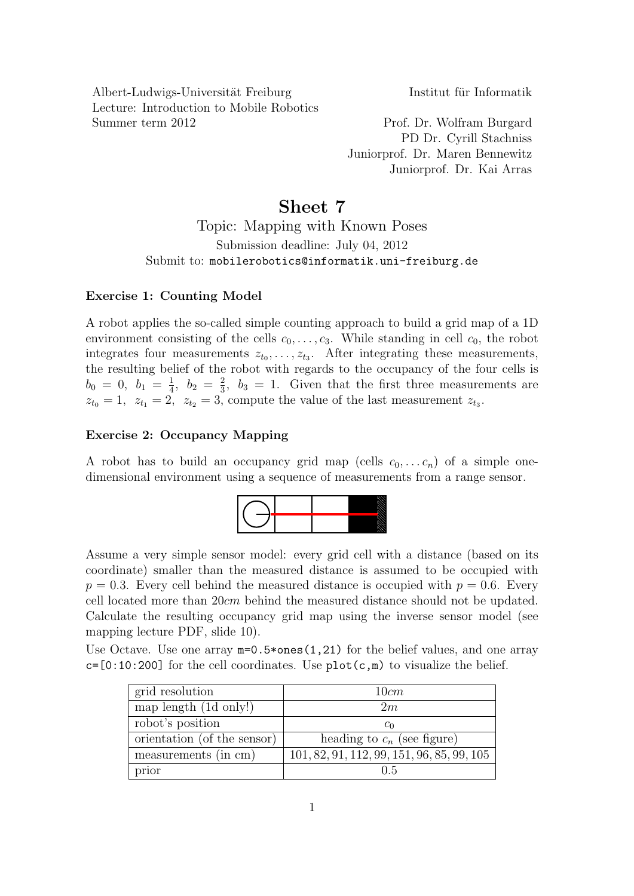Albert-Ludwigs-Universität Freiburg
Lecture: Introduction to Mobile Robotics
Summer term 2012

Institut für Informatik

Prof. Dr. Wolfram Burgard
PD Dr. Cyrill Stachniss
Juniorprof. Dr. Maren Bennewitz
Juniorprof. Dr. Kai Arras

# Sheet 7

Topic: Mapping with Known Poses
Submission deadline: July 04, 2012
Submit to: `mobilerobotics@informatik.uni-freiburg.de`

### Exercise 1: Counting Model

A robot applies the so-called simple counting approach to build a grid map of a 1D environment consisting of the cells $c_0, \ldots, c_3$. While standing in cell $c_0$, the robot integrates four measurements $z_{t_0}, \ldots, z_{t_3}$. After integrating these measurements, the resulting belief of the robot with regards to the occupancy of the four cells is $b_0 = 0,\ b_1 = \frac{1}{4},\ b_2 = \frac{2}{3},\ b_3 = 1$. Given that the first three measurements are $z_{t_0} = 1,\ z_{t_1} = 2,\ z_{t_2} = 3$, compute the value of the last measurement $z_{t_3}$.

### Exercise 2: Occupancy Mapping

A robot has to build an occupancy grid map (cells $c_0, \ldots c_n$) of a simple one-dimensional environment using a sequence of measurements from a range sensor.

Assume a very simple sensor model: every grid cell with a distance (based on its coordinate) smaller than the measured distance is assumed to be occupied with $p = 0.3$. Every cell behind the measured distance is occupied with $p = 0.6$. Every cell located more than $20cm$ behind the measured distance should not be updated. Calculate the resulting occupancy grid map using the inverse sensor model (see mapping lecture PDF, slide 10).

Use Octave. Use one array `m=0.5*ones(1,21)` for the belief values, and one array `c=[0:10:200]` for the cell coordinates. Use `plot(c,m)` to visualize the belief.

| | |
|---|---|
| grid resolution | $10cm$ |
| map length (1d only!) | $2m$ |
| robot's position | $c_0$ |
| orientation (of the sensor) | heading to $c_n$ (see figure) |
| measurements (in cm) | 101, 82, 91, 112, 99, 151, 96, 85, 99, 105 |
| prior | 0.5 |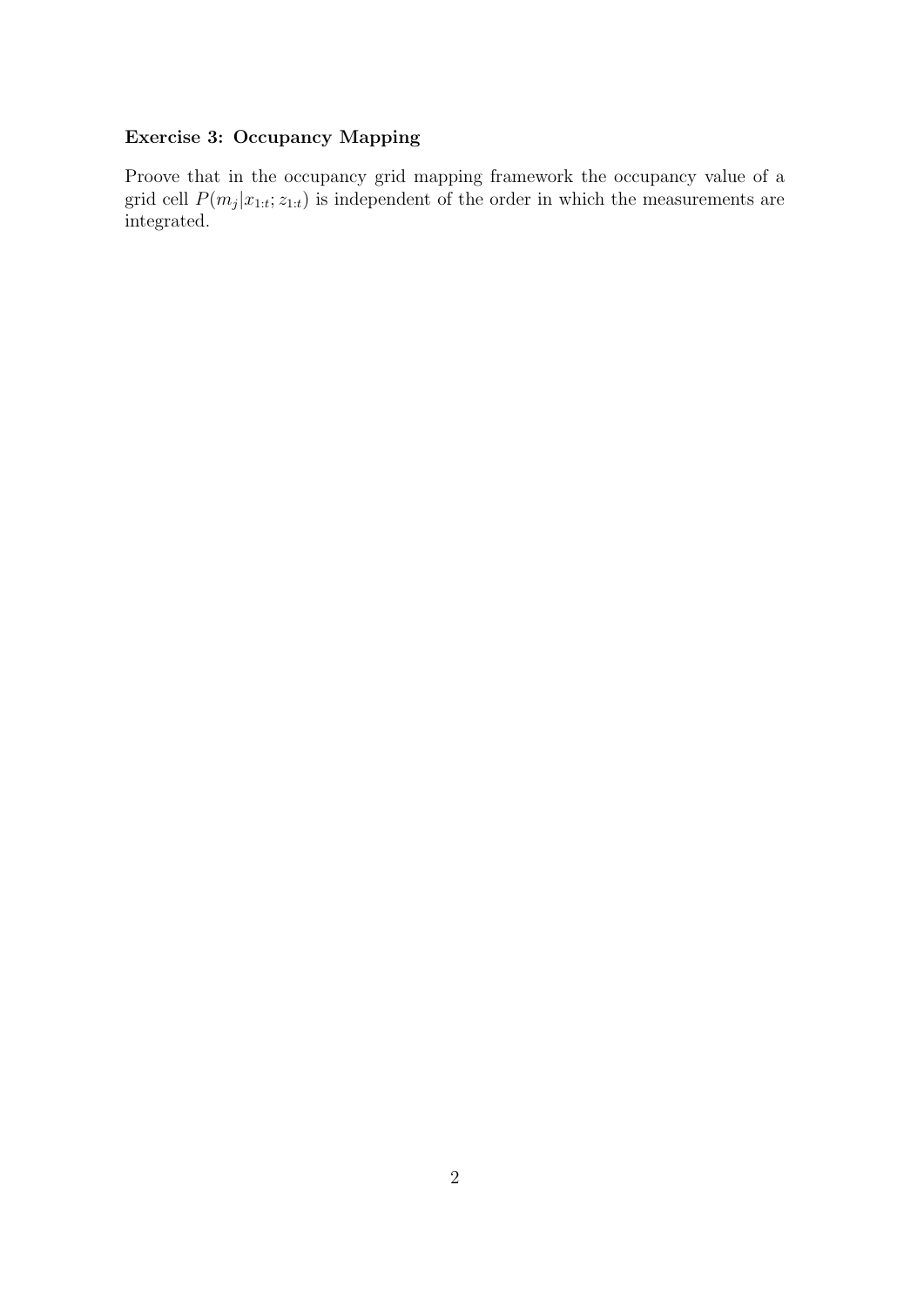**Exercise 3: Occupancy Mapping**

Proove that in the occupancy grid mapping framework the occupancy value of a grid cell $P(m_j|x_{1:t}; z_{1:t})$ is independent of the order in which the measurements are integrated.